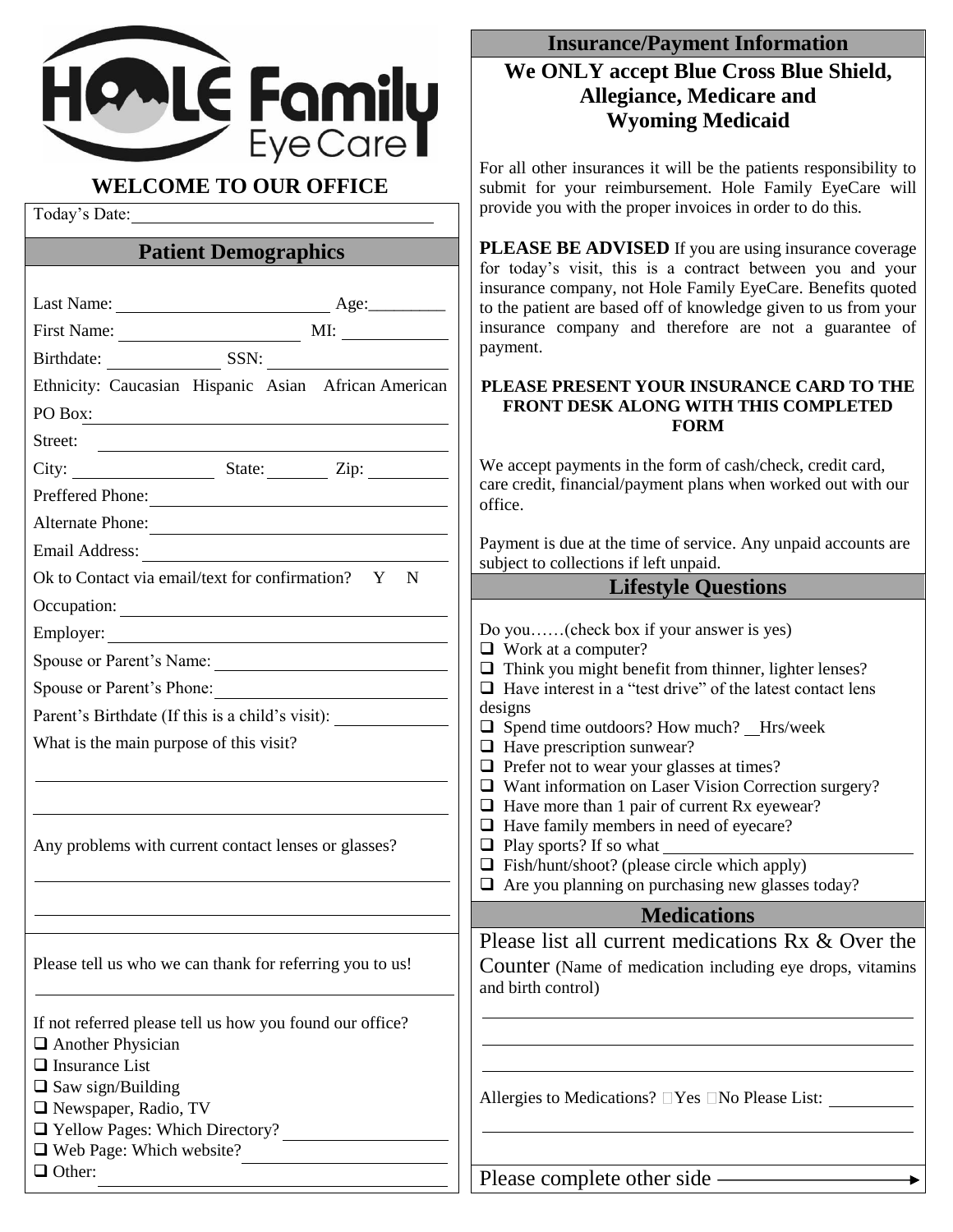# HOLE Family Eye Care

## WELCOME TO OUR OFFICE

Today's Date: ______________________

## Patient Demographics

Last Name: ______________________ Age: _________

First Name: ______________________ MI: ____________

Birthdate: ____________ SSN: ______________________

Ethnicity: Caucasian Hispanic Asian African American

PO Box: ______________________

Street: ______________________

City: ______________ State: _______ Zip: _________

Preffered Phone: ______________________

Alternate Phone: ______________________

Email Address: ______________________

Ok to Contact via email/text for confirmation? Y N

Occupation: ______________________

Employer: ______________________

Spouse or Parent's Name: ______________________

Spouse or Parent's Phone: ______________________

Parent's Birthdate (If this is a child's visit): ____________

What is the main purpose of this visit?

______________________

______________________

Any problems with current contact lenses or glasses?

______________________

______________________

Please tell us who we can thank for referring you to us!

______________________

If not referred please tell us how you found our office?

- ❑ Another Physician
- ❑ Insurance List
- ❑ Saw sign/Building
- ❑ Newspaper, Radio, TV
- ❑ Yellow Pages: Which Directory? ______________
- ❑ Web Page: Which website? ______________
- ❑ Other: ______________________

## Insurance/Payment Information

**We ONLY accept Blue Cross Blue Shield, Allegiance, Medicare and Wyoming Medicaid**

For all other insurances it will be the patients responsibility to submit for your reimbursement. Hole Family EyeCare will provide you with the proper invoices in order to do this.

**PLEASE BE ADVISED** If you are using insurance coverage for today's visit, this is a contract between you and your insurance company, not Hole Family EyeCare. Benefits quoted to the patient are based off of knowledge given to us from your insurance company and therefore are not a guarantee of payment.

**PLEASE PRESENT YOUR INSURANCE CARD TO THE FRONT DESK ALONG WITH THIS COMPLETED FORM**

We accept payments in the form of cash/check, credit card, care credit, financial/payment plans when worked out with our office.

Payment is due at the time of service. Any unpaid accounts are subject to collections if left unpaid.

## Lifestyle Questions

Do you……(check box if your answer is yes)

- ❑ Work at a computer?
- ❑ Think you might benefit from thinner, lighter lenses?
- ❑ Have interest in a "test drive" of the latest contact lens designs
- ❑ Spend time outdoors? How much? __Hrs/week
- ❑ Have prescription sunwear?
- ❑ Prefer not to wear your glasses at times?
- ❑ Want information on Laser Vision Correction surgery?
- ❑ Have more than 1 pair of current Rx eyewear?
- ❑ Have family members in need of eyecare?
- ❑ Play sports? If so what ______________________
- ❑ Fish/hunt/shoot? (please circle which apply)
- ❑ Are you planning on purchasing new glasses today?

## Medications

Please list all current medications Rx & Over the Counter (Name of medication including eye drops, vitamins and birth control)

______________________

______________________

______________________

Allergies to Medications? □Yes □No Please List: __________

______________________

Please complete other side ⟶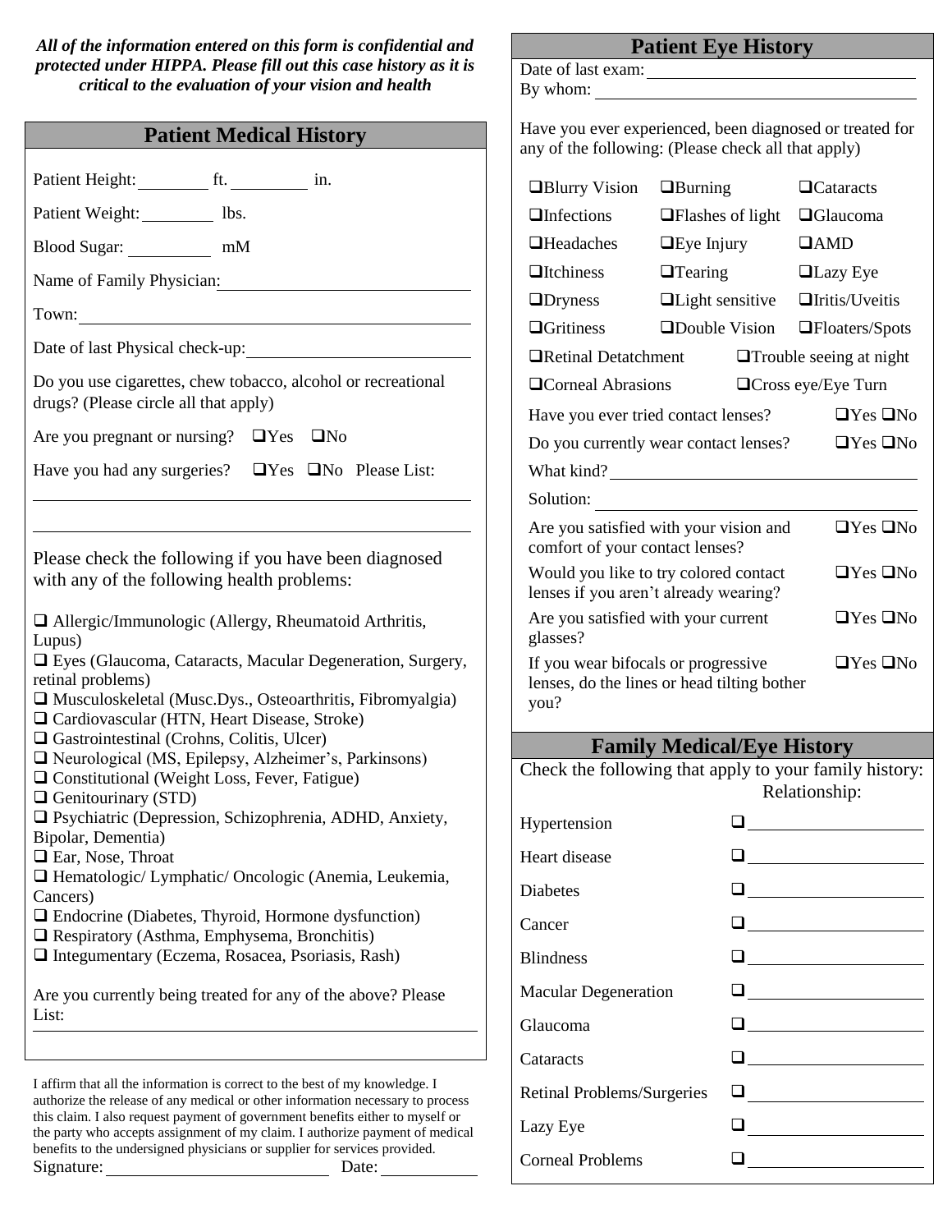***All of the information entered on this form is confidential and protected under HIPPA. Please fill out this case history as it is critical to the evaluation of your vision and health***

## Patient Medical History

Patient Height: ________ ft. ________ in.

Patient Weight: ________ lbs.

Blood Sugar: ________ mM

Name of Family Physician: ____________________

Town: ____________________

Date of last Physical check-up: ____________________

Do you use cigarettes, chew tobacco, alcohol or recreational drugs? (Please circle all that apply)

Are you pregnant or nursing? ❑Yes ❑No

Have you had any surgeries? ❑Yes ❑No Please List:

____________________

____________________

Please check the following if you have been diagnosed with any of the following health problems:

- ❑ Allergic/Immunologic (Allergy, Rheumatoid Arthritis, Lupus)
- ❑ Eyes (Glaucoma, Cataracts, Macular Degeneration, Surgery, retinal problems)
- ❑ Musculoskeletal (Musc.Dys., Osteoarthritis, Fibromyalgia)
- ❑ Cardiovascular (HTN, Heart Disease, Stroke)
- ❑ Gastrointestinal (Crohns, Colitis, Ulcer)
- ❑ Neurological (MS, Epilepsy, Alzheimer's, Parkinsons)
- ❑ Constitutional (Weight Loss, Fever, Fatigue)
- ❑ Genitourinary (STD)
- ❑ Psychiatric (Depression, Schizophrenia, ADHD, Anxiety, Bipolar, Dementia)
- ❑ Ear, Nose, Throat
- ❑ Hematologic/ Lymphatic/ Oncologic (Anemia, Leukemia, Cancers)
- ❑ Endocrine (Diabetes, Thyroid, Hormone dysfunction)
- ❑ Respiratory (Asthma, Emphysema, Bronchitis)
- ❑ Integumentary (Eczema, Rosacea, Psoriasis, Rash)

Are you currently being treated for any of the above? Please List: ____________________

____________________

I affirm that all the information is correct to the best of my knowledge. I authorize the release of any medical or other information necessary to process this claim. I also request payment of government benefits either to myself or the party who accepts assignment of my claim. I authorize payment of medical benefits to the undersigned physicians or supplier for services provided.

Signature: ____________________ Date: __________

## Patient Eye History

Date of last exam: ____________________

By whom: ____________________

Have you ever experienced, been diagnosed or treated for any of the following: (Please check all that apply)

| | | |
|---|---|---|
| ❑Blurry Vision | ❑Burning | ❑Cataracts |
| ❑Infections | ❑Flashes of light | ❑Glaucoma |
| ❑Headaches | ❑Eye Injury | ❑AMD |
| ❑Itchiness | ❑Tearing | ❑Lazy Eye |
| ❑Dryness | ❑Light sensitive | ❑Iritis/Uveitis |
| ❑Gritiness | ❑Double Vision | ❑Floaters/Spots |
| ❑Retinal Detatchment | | ❑Trouble seeing at night |
| ❑Corneal Abrasions | | ❑Cross eye/Eye Turn |

Have you ever tried contact lenses? ❑Yes ❑No

Do you currently wear contact lenses? ❑Yes ❑No

What kind? ____________________

Solution: ____________________

Are you satisfied with your vision and comfort of your contact lenses? ❑Yes ❑No

Would you like to try colored contact lenses if you aren't already wearing? ❑Yes ❑No

Are you satisfied with your current glasses? ❑Yes ❑No

If you wear bifocals or progressive lenses, do the lines or head tilting bother you? ❑Yes ❑No

## Family Medical/Eye History

Check the following that apply to your family history:

| | Relationship: |
|---|---|
| Hypertension | ❑ __________ |
| Heart disease | ❑ __________ |
| Diabetes | ❑ __________ |
| Cancer | ❑ __________ |
| Blindness | ❑ __________ |
| Macular Degeneration | ❑ __________ |
| Glaucoma | ❑ __________ |
| Cataracts | ❑ __________ |
| Retinal Problems/Surgeries | ❑ __________ |
| Lazy Eye | ❑ __________ |
| Corneal Problems | ❑ __________ |